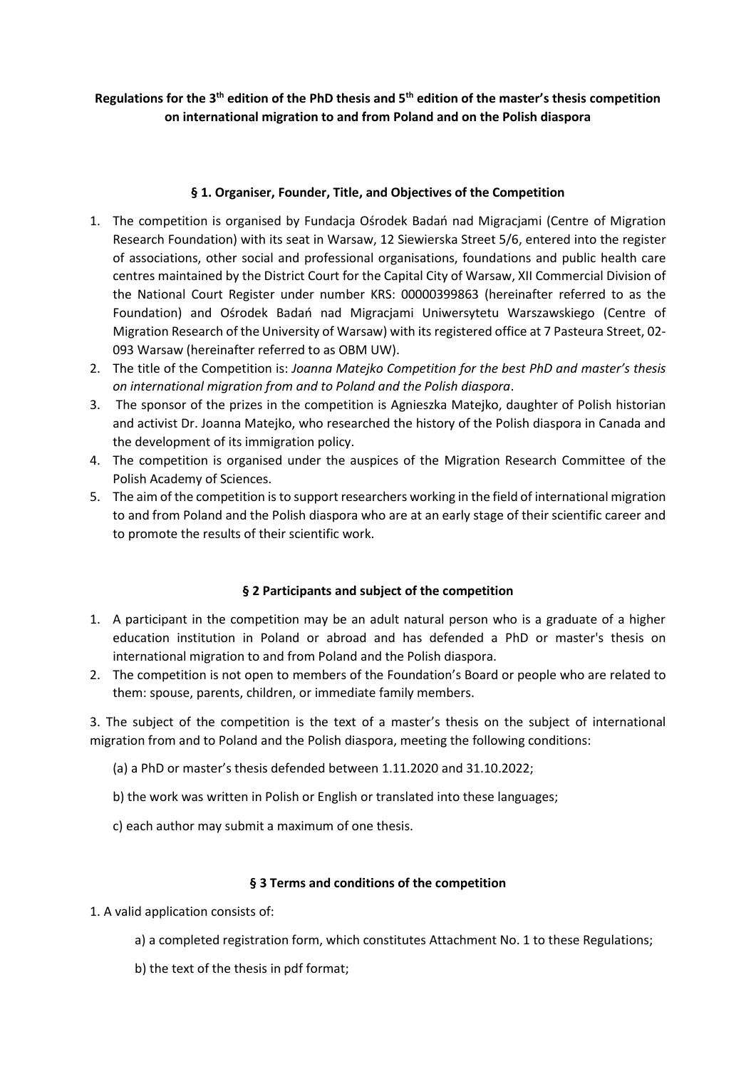**Regulations for the 3th edition of the PhD thesis and 5th edition of the master's thesis competition on international migration to and from Poland and on the Polish diaspora**

### § 1. Organiser, Founder, Title, and Objectives of the Competition

1. The competition is organised by Fundacja Ośrodek Badań nad Migracjami (Centre of Migration Research Foundation) with its seat in Warsaw, 12 Siewierska Street 5/6, entered into the register of associations, other social and professional organisations, foundations and public health care centres maintained by the District Court for the Capital City of Warsaw, XII Commercial Division of the National Court Register under number KRS: 00000399863 (hereinafter referred to as the Foundation) and Ośrodek Badań nad Migracjami Uniwersytetu Warszawskiego (Centre of Migration Research of the University of Warsaw) with its registered office at 7 Pasteura Street, 02-093 Warsaw (hereinafter referred to as OBM UW).
2. The title of the Competition is: *Joanna Matejko Competition for the best PhD and master's thesis on international migration from and to Poland and the Polish diaspora*.
3. The sponsor of the prizes in the competition is Agnieszka Matejko, daughter of Polish historian and activist Dr. Joanna Matejko, who researched the history of the Polish diaspora in Canada and the development of its immigration policy.
4. The competition is organised under the auspices of the Migration Research Committee of the Polish Academy of Sciences.
5. The aim of the competition is to support researchers working in the field of international migration to and from Poland and the Polish diaspora who are at an early stage of their scientific career and to promote the results of their scientific work.

### § 2 Participants and subject of the competition

1. A participant in the competition may be an adult natural person who is a graduate of a higher education institution in Poland or abroad and has defended a PhD or master's thesis on international migration to and from Poland and the Polish diaspora.
2. The competition is not open to members of the Foundation's Board or people who are related to them: spouse, parents, children, or immediate family members.

3. The subject of the competition is the text of a master's thesis on the subject of international migration from and to Poland and the Polish diaspora, meeting the following conditions:

(a) a PhD or master's thesis defended between 1.11.2020 and 31.10.2022;

b) the work was written in Polish or English or translated into these languages;

c) each author may submit a maximum of one thesis.

### § 3 Terms and conditions of the competition

1. A valid application consists of:

a) a completed registration form, which constitutes Attachment No. 1 to these Regulations;

b) the text of the thesis in pdf format;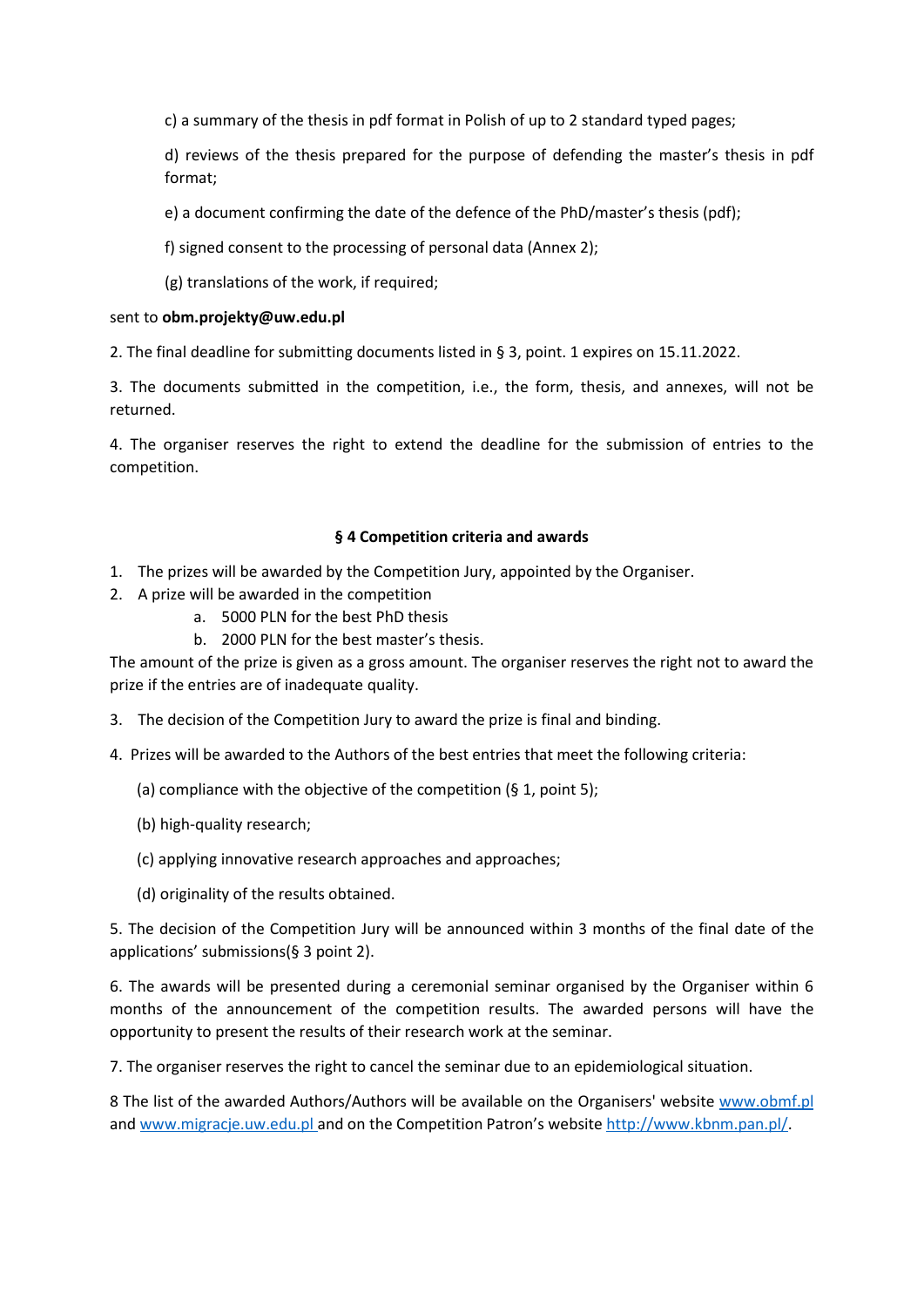c) a summary of the thesis in pdf format in Polish of up to 2 standard typed pages;

d) reviews of the thesis prepared for the purpose of defending the master's thesis in pdf format;

e) a document confirming the date of the defence of the PhD/master's thesis (pdf);

f) signed consent to the processing of personal data (Annex 2);

(g) translations of the work, if required;

sent to **obm.projekty@uw.edu.pl**

2. The final deadline for submitting documents listed in § 3, point. 1 expires on 15.11.2022.

3. The documents submitted in the competition, i.e., the form, thesis, and annexes, will not be returned.

4. The organiser reserves the right to extend the deadline for the submission of entries to the competition.

### § 4 Competition criteria and awards

1. The prizes will be awarded by the Competition Jury, appointed by the Organiser.
2. A prize will be awarded in the competition
   a. 5000 PLN for the best PhD thesis
   b. 2000 PLN for the best master's thesis.

The amount of the prize is given as a gross amount. The organiser reserves the right not to award the prize if the entries are of inadequate quality.

3. The decision of the Competition Jury to award the prize is final and binding.
4. Prizes will be awarded to the Authors of the best entries that meet the following criteria:

   (a) compliance with the objective of the competition (§ 1, point 5);

   (b) high-quality research;

   (c) applying innovative research approaches and approaches;

   (d) originality of the results obtained.

5. The decision of the Competition Jury will be announced within 3 months of the final date of the applications' submissions(§ 3 point 2).

6. The awards will be presented during a ceremonial seminar organised by the Organiser within 6 months of the announcement of the competition results. The awarded persons will have the opportunity to present the results of their research work at the seminar.

7. The organiser reserves the right to cancel the seminar due to an epidemiological situation.

8 The list of the awarded Authors/Authors will be available on the Organisers' website www.obmf.pl and www.migracje.uw.edu.pl and on the Competition Patron's website http://www.kbnm.pan.pl/.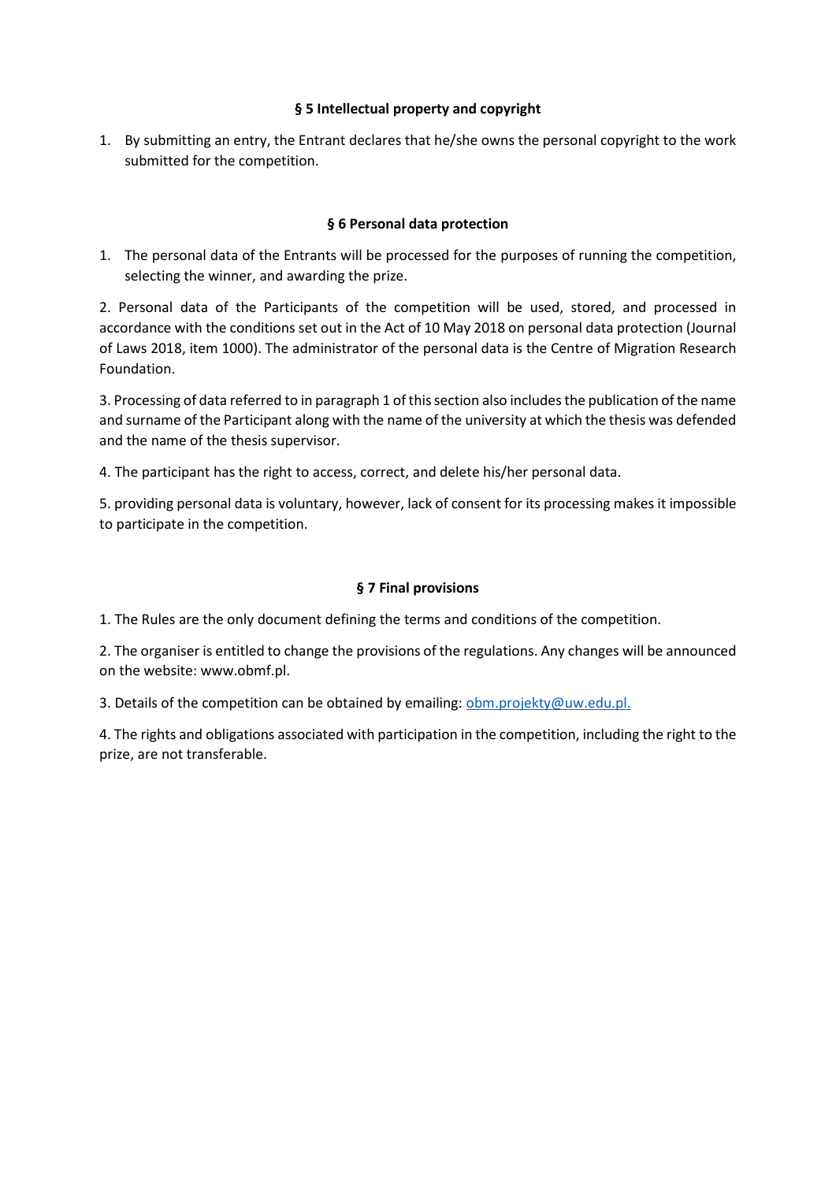### § 5 Intellectual property and copyright

1. By submitting an entry, the Entrant declares that he/she owns the personal copyright to the work submitted for the competition.

### § 6 Personal data protection

1. The personal data of the Entrants will be processed for the purposes of running the competition, selecting the winner, and awarding the prize.

2. Personal data of the Participants of the competition will be used, stored, and processed in accordance with the conditions set out in the Act of 10 May 2018 on personal data protection (Journal of Laws 2018, item 1000). The administrator of the personal data is the Centre of Migration Research Foundation.

3. Processing of data referred to in paragraph 1 of this section also includes the publication of the name and surname of the Participant along with the name of the university at which the thesis was defended and the name of the thesis supervisor.

4. The participant has the right to access, correct, and delete his/her personal data.

5. providing personal data is voluntary, however, lack of consent for its processing makes it impossible to participate in the competition.

### § 7 Final provisions

1. The Rules are the only document defining the terms and conditions of the competition.

2. The organiser is entitled to change the provisions of the regulations. Any changes will be announced on the website: www.obmf.pl.

3. Details of the competition can be obtained by emailing: obm.projekty@uw.edu.pl.

4. The rights and obligations associated with participation in the competition, including the right to the prize, are not transferable.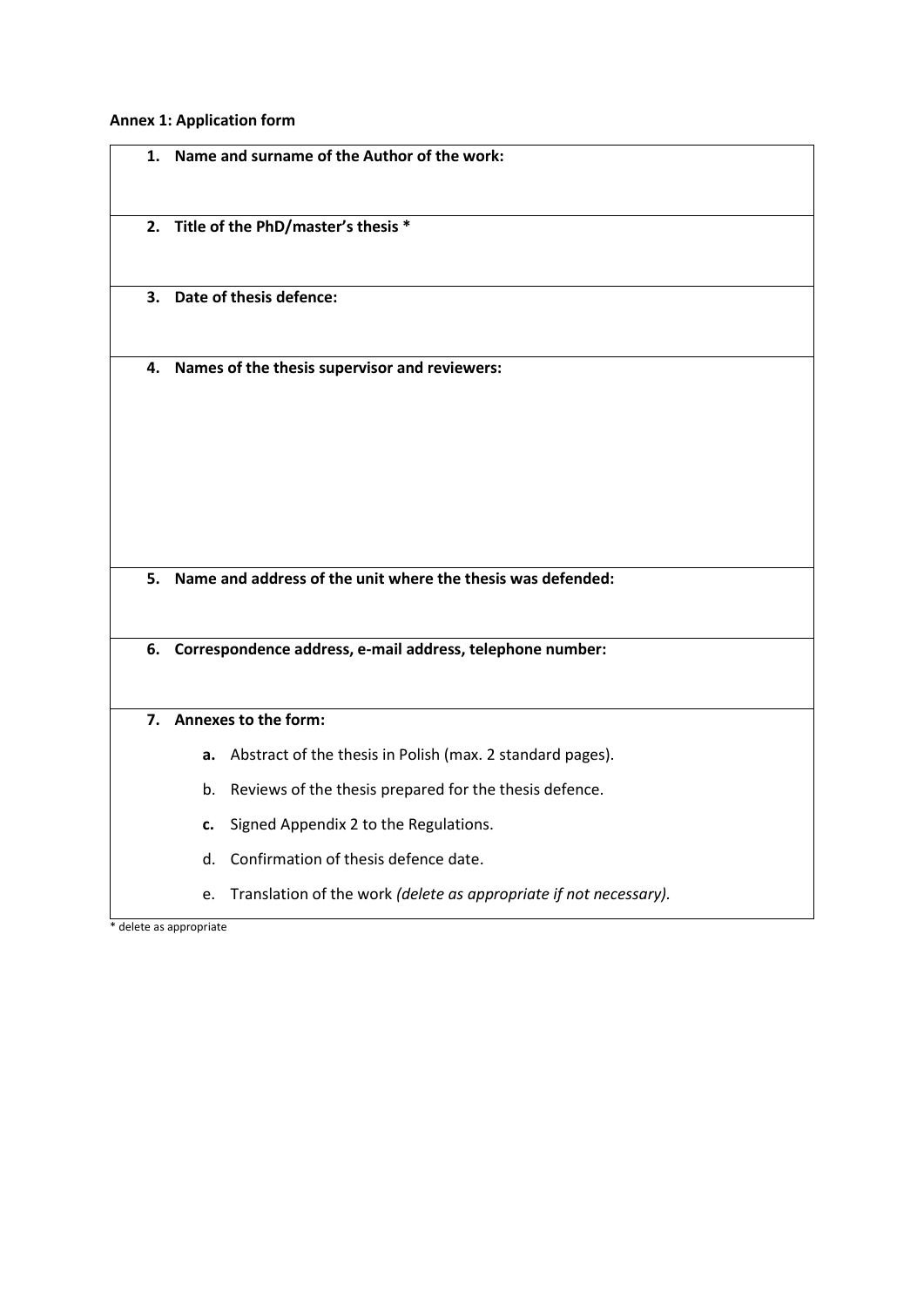**Annex 1: Application form**

1. **Name and surname of the Author of the work:**

2. **Title of the PhD/master's thesis ***

3. **Date of thesis defence:**

4. **Names of the thesis supervisor and reviewers:**

5. **Name and address of the unit where the thesis was defended:**

6. **Correspondence address, e-mail address, telephone number:**

7. **Annexes to the form:**
   - **a.** Abstract of the thesis in Polish (max. 2 standard pages).
   - b. Reviews of the thesis prepared for the thesis defence.
   - **c.** Signed Appendix 2 to the Regulations.
   - d. Confirmation of thesis defence date.
   - e. Translation of the work *(delete as appropriate if not necessary).*

* delete as appropriate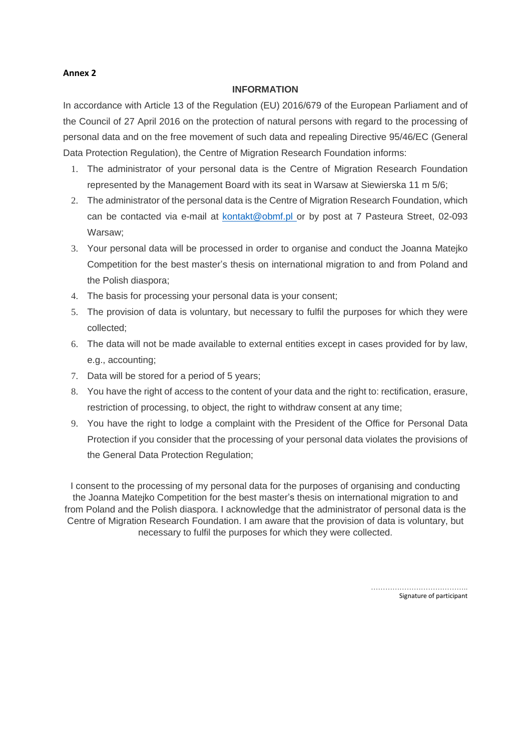**Annex 2**

## INFORMATION

In accordance with Article 13 of the Regulation (EU) 2016/679 of the European Parliament and of the Council of 27 April 2016 on the protection of natural persons with regard to the processing of personal data and on the free movement of such data and repealing Directive 95/46/EC (General Data Protection Regulation), the Centre of Migration Research Foundation informs:

1. The administrator of your personal data is the Centre of Migration Research Foundation represented by the Management Board with its seat in Warsaw at Siewierska 11 m 5/6;
2. The administrator of the personal data is the Centre of Migration Research Foundation, which can be contacted via e-mail at kontakt@obmf.pl or by post at 7 Pasteura Street, 02-093 Warsaw;
3. Your personal data will be processed in order to organise and conduct the Joanna Matejko Competition for the best master's thesis on international migration to and from Poland and the Polish diaspora;
4. The basis for processing your personal data is your consent;
5. The provision of data is voluntary, but necessary to fulfil the purposes for which they were collected;
6. The data will not be made available to external entities except in cases provided for by law, e.g., accounting;
7. Data will be stored for a period of 5 years;
8. You have the right of access to the content of your data and the right to: rectification, erasure, restriction of processing, to object, the right to withdraw consent at any time;
9. You have the right to lodge a complaint with the President of the Office for Personal Data Protection if you consider that the processing of your personal data violates the provisions of the General Data Protection Regulation;

I consent to the processing of my personal data for the purposes of organising and conducting the Joanna Matejko Competition for the best master's thesis on international migration to and from Poland and the Polish diaspora. I acknowledge that the administrator of personal data is the Centre of Migration Research Foundation. I am aware that the provision of data is voluntary, but necessary to fulfil the purposes for which they were collected.

…………………………………..
Signature of participant